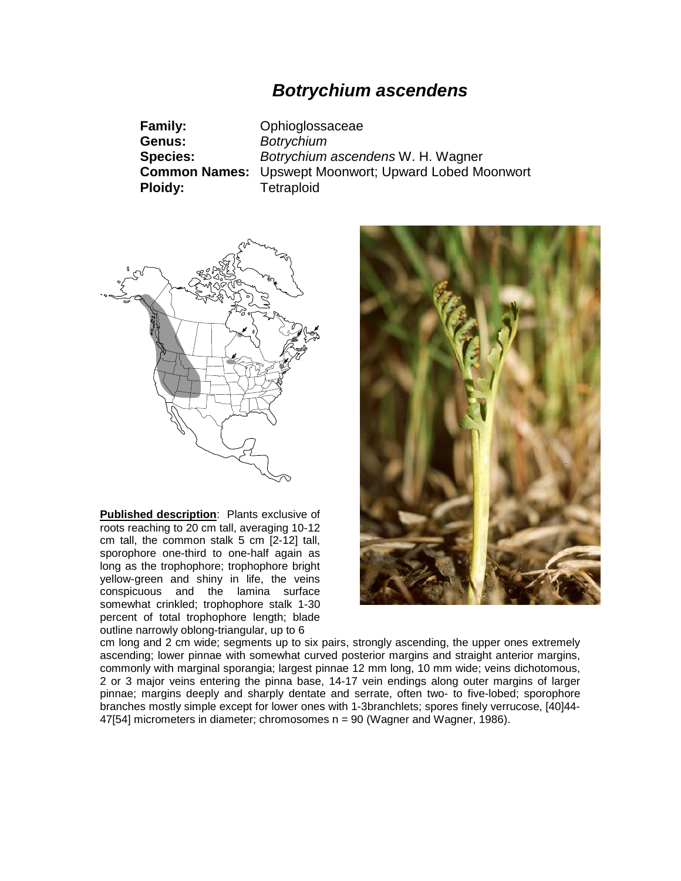# *Botrychium ascendens*

**Family:** Ophioglossaceae
**Genus:** *Botrychium*
**Species:** *Botrychium ascendens* W. H. Wagner
**Common Names:** Upswept Moonwort; Upward Lobed Moonwort
**Ploidy:** Tetraploid

**Published description**: Plants exclusive of roots reaching to 20 cm tall, averaging 10-12 cm tall, the common stalk 5 cm [2-12] tall, sporophore one-third to one-half again as long as the trophophore; trophophore bright yellow-green and shiny in life, the veins conspicuous and the lamina surface somewhat crinkled; trophophore stalk 1-30 percent of total trophophore length; blade outline narrowly oblong-triangular, up to 6 cm long and 2 cm wide; segments up to six pairs, strongly ascending, the upper ones extremely ascending; lower pinnae with somewhat curved posterior margins and straight anterior margins, commonly with marginal sporangia; largest pinnae 12 mm long, 10 mm wide; veins dichotomous, 2 or 3 major veins entering the pinna base, 14-17 vein endings along outer margins of larger pinnae; margins deeply and sharply dentate and serrate, often two- to five-lobed; sporophore branches mostly simple except for lower ones with 1-3branchlets; spores finely verrucose, [40]44-47[54] micrometers in diameter; chromosomes n = 90 (Wagner and Wagner, 1986).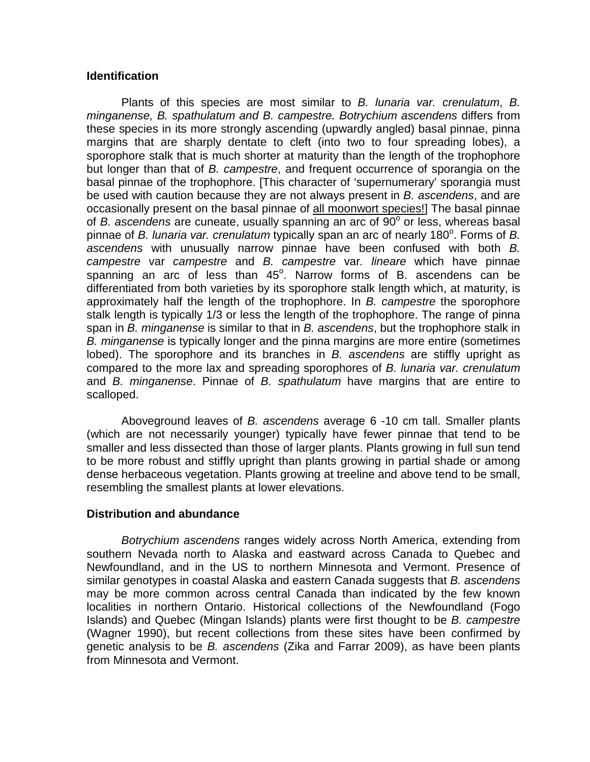### Identification

Plants of this species are most similar to *B. lunaria var. crenulatum*, *B. minganense, B. spathulatum and B. campestre. Botrychium ascendens* differs from these species in its more strongly ascending (upwardly angled) basal pinnae, pinna margins that are sharply dentate to cleft (into two to four spreading lobes), a sporophore stalk that is much shorter at maturity than the length of the trophophore but longer than that of *B. campestre*, and frequent occurrence of sporangia on the basal pinnae of the trophophore. [This character of 'supernumerary' sporangia must be used with caution because they are not always present in *B. ascendens*, and are occasionally present on the basal pinnae of <u>all moonwort species!</u>] The basal pinnae of *B. ascendens* are cuneate, usually spanning an arc of 90° or less, whereas basal pinnae of *B. lunaria var. crenulatum* typically span an arc of nearly 180°. Forms of *B. ascendens* with unusually narrow pinnae have been confused with both *B. campestre* var *campestre* and *B. campestre* var*. lineare* which have pinnae spanning an arc of less than 45°. Narrow forms of B. ascendens can be differentiated from both varieties by its sporophore stalk length which, at maturity, is approximately half the length of the trophophore. In *B. campestre* the sporophore stalk length is typically 1/3 or less the length of the trophophore. The range of pinna span in *B. minganense* is similar to that in *B. ascendens*, but the trophophore stalk in *B. minganense* is typically longer and the pinna margins are more entire (sometimes lobed). The sporophore and its branches in *B. ascendens* are stiffly upright as compared to the more lax and spreading sporophores of *B. lunaria var. crenulatum* and *B. minganense*. Pinnae of *B. spathulatum* have margins that are entire to scalloped.

Aboveground leaves of *B. ascendens* average 6 -10 cm tall. Smaller plants (which are not necessarily younger) typically have fewer pinnae that tend to be smaller and less dissected than those of larger plants. Plants growing in full sun tend to be more robust and stiffly upright than plants growing in partial shade or among dense herbaceous vegetation. Plants growing at treeline and above tend to be small, resembling the smallest plants at lower elevations.

### Distribution and abundance

*Botrychium ascendens* ranges widely across North America, extending from southern Nevada north to Alaska and eastward across Canada to Quebec and Newfoundland, and in the US to northern Minnesota and Vermont. Presence of similar genotypes in coastal Alaska and eastern Canada suggests that *B. ascendens* may be more common across central Canada than indicated by the few known localities in northern Ontario. Historical collections of the Newfoundland (Fogo Islands) and Quebec (Mingan Islands) plants were first thought to be *B. campestre* (Wagner 1990), but recent collections from these sites have been confirmed by genetic analysis to be *B. ascendens* (Zika and Farrar 2009), as have been plants from Minnesota and Vermont.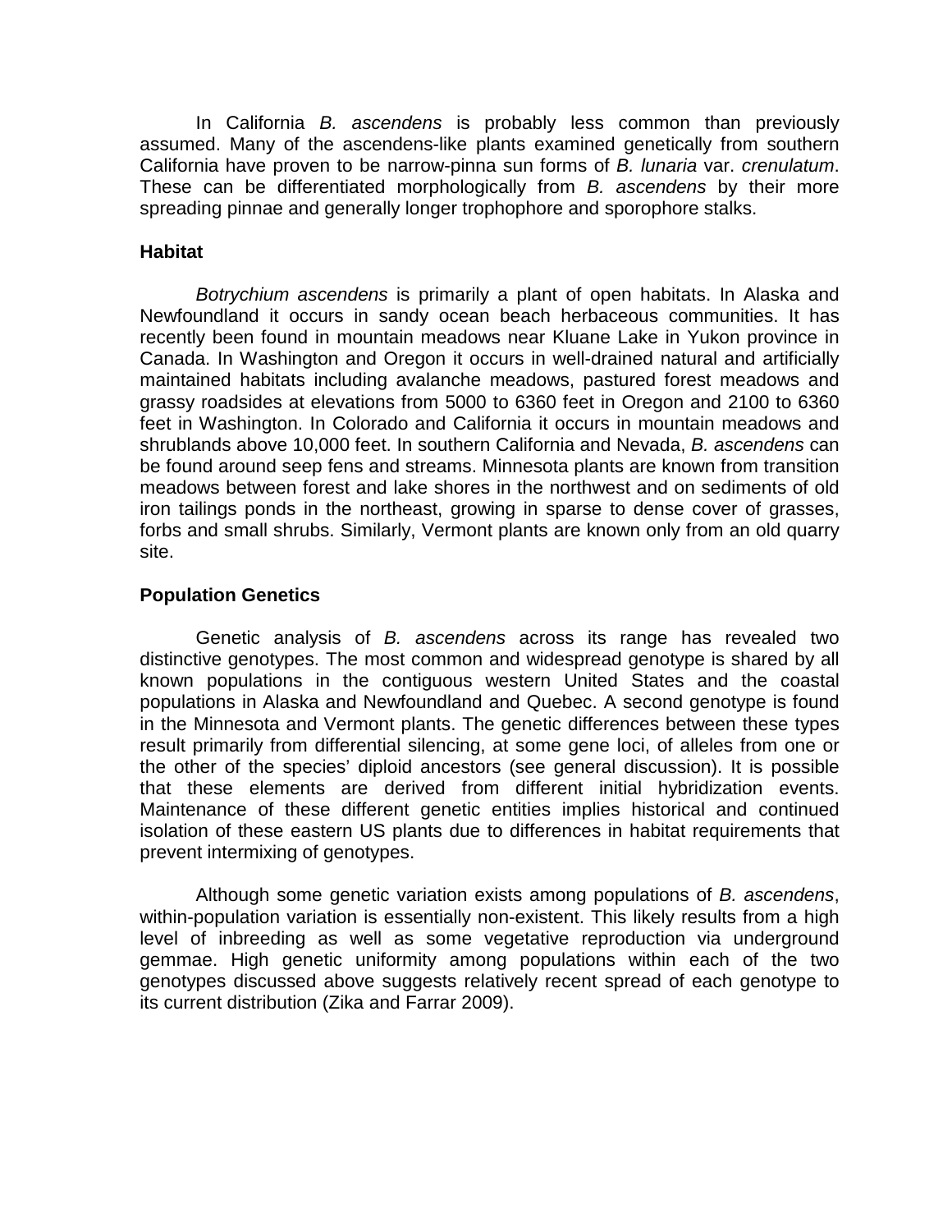In California *B. ascendens* is probably less common than previously assumed. Many of the ascendens-like plants examined genetically from southern California have proven to be narrow-pinna sun forms of *B. lunaria* var. *crenulatum*. These can be differentiated morphologically from *B. ascendens* by their more spreading pinnae and generally longer trophophore and sporophore stalks.

## Habitat

*Botrychium ascendens* is primarily a plant of open habitats. In Alaska and Newfoundland it occurs in sandy ocean beach herbaceous communities. It has recently been found in mountain meadows near Kluane Lake in Yukon province in Canada. In Washington and Oregon it occurs in well-drained natural and artificially maintained habitats including avalanche meadows, pastured forest meadows and grassy roadsides at elevations from 5000 to 6360 feet in Oregon and 2100 to 6360 feet in Washington. In Colorado and California it occurs in mountain meadows and shrublands above 10,000 feet. In southern California and Nevada, *B. ascendens* can be found around seep fens and streams. Minnesota plants are known from transition meadows between forest and lake shores in the northwest and on sediments of old iron tailings ponds in the northeast, growing in sparse to dense cover of grasses, forbs and small shrubs. Similarly, Vermont plants are known only from an old quarry site.

## Population Genetics

Genetic analysis of *B. ascendens* across its range has revealed two distinctive genotypes. The most common and widespread genotype is shared by all known populations in the contiguous western United States and the coastal populations in Alaska and Newfoundland and Quebec. A second genotype is found in the Minnesota and Vermont plants. The genetic differences between these types result primarily from differential silencing, at some gene loci, of alleles from one or the other of the species' diploid ancestors (see general discussion). It is possible that these elements are derived from different initial hybridization events. Maintenance of these different genetic entities implies historical and continued isolation of these eastern US plants due to differences in habitat requirements that prevent intermixing of genotypes.

Although some genetic variation exists among populations of *B. ascendens*, within-population variation is essentially non-existent. This likely results from a high level of inbreeding as well as some vegetative reproduction via underground gemmae. High genetic uniformity among populations within each of the two genotypes discussed above suggests relatively recent spread of each genotype to its current distribution (Zika and Farrar 2009).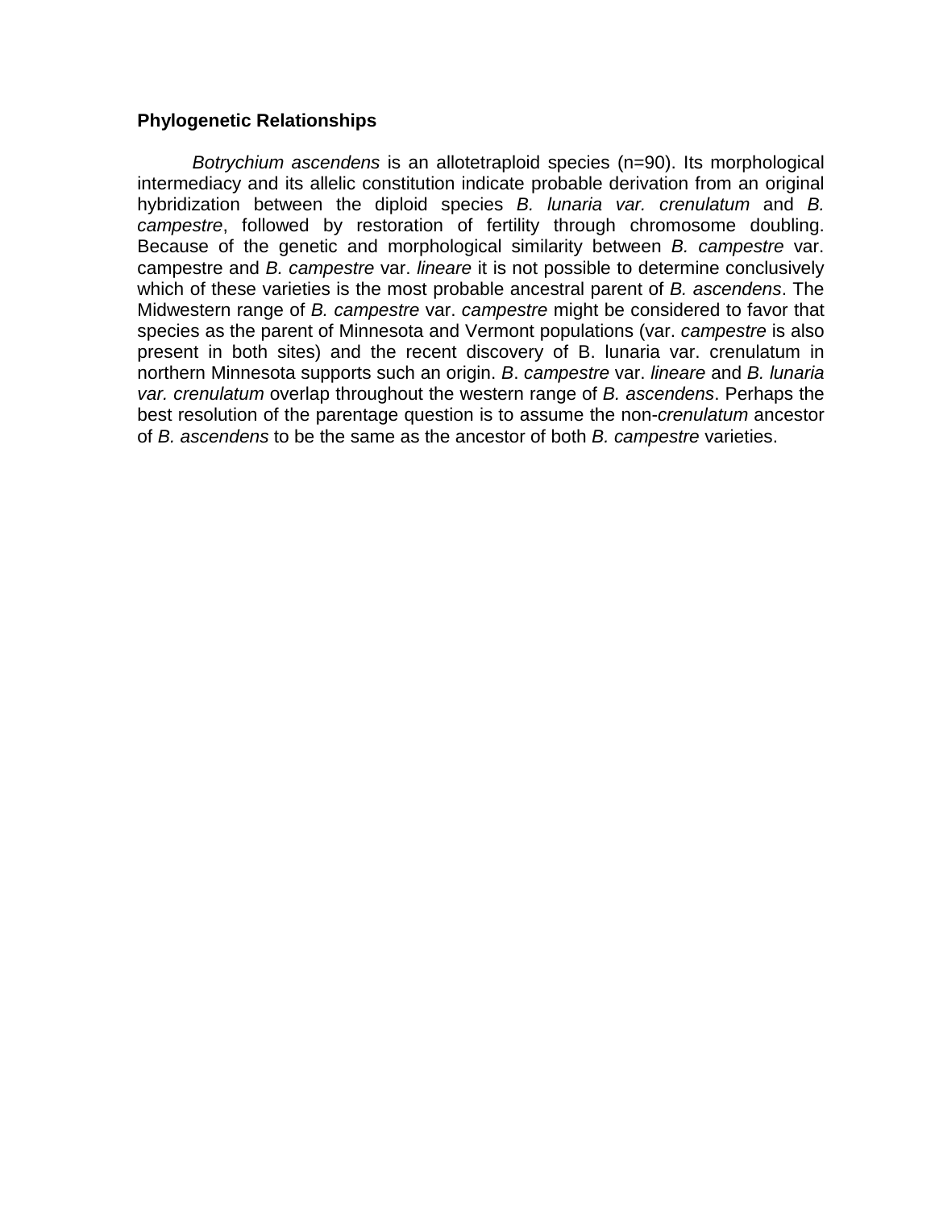**Phylogenetic Relationships**

*Botrychium ascendens* is an allotetraploid species (n=90). Its morphological intermediacy and its allelic constitution indicate probable derivation from an original hybridization between the diploid species *B. lunaria var. crenulatum* and *B. campestre*, followed by restoration of fertility through chromosome doubling. Because of the genetic and morphological similarity between *B. campestre* var. campestre and *B. campestre* var. *lineare* it is not possible to determine conclusively which of these varieties is the most probable ancestral parent of *B. ascendens*. The Midwestern range of *B. campestre* var. *campestre* might be considered to favor that species as the parent of Minnesota and Vermont populations (var. *campestre* is also present in both sites) and the recent discovery of B. lunaria var. crenulatum in northern Minnesota supports such an origin. *B*. *campestre* var. *lineare* and *B. lunaria var. crenulatum* overlap throughout the western range of *B. ascendens*. Perhaps the best resolution of the parentage question is to assume the non-*crenulatum* ancestor of *B. ascendens* to be the same as the ancestor of both *B. campestre* varieties.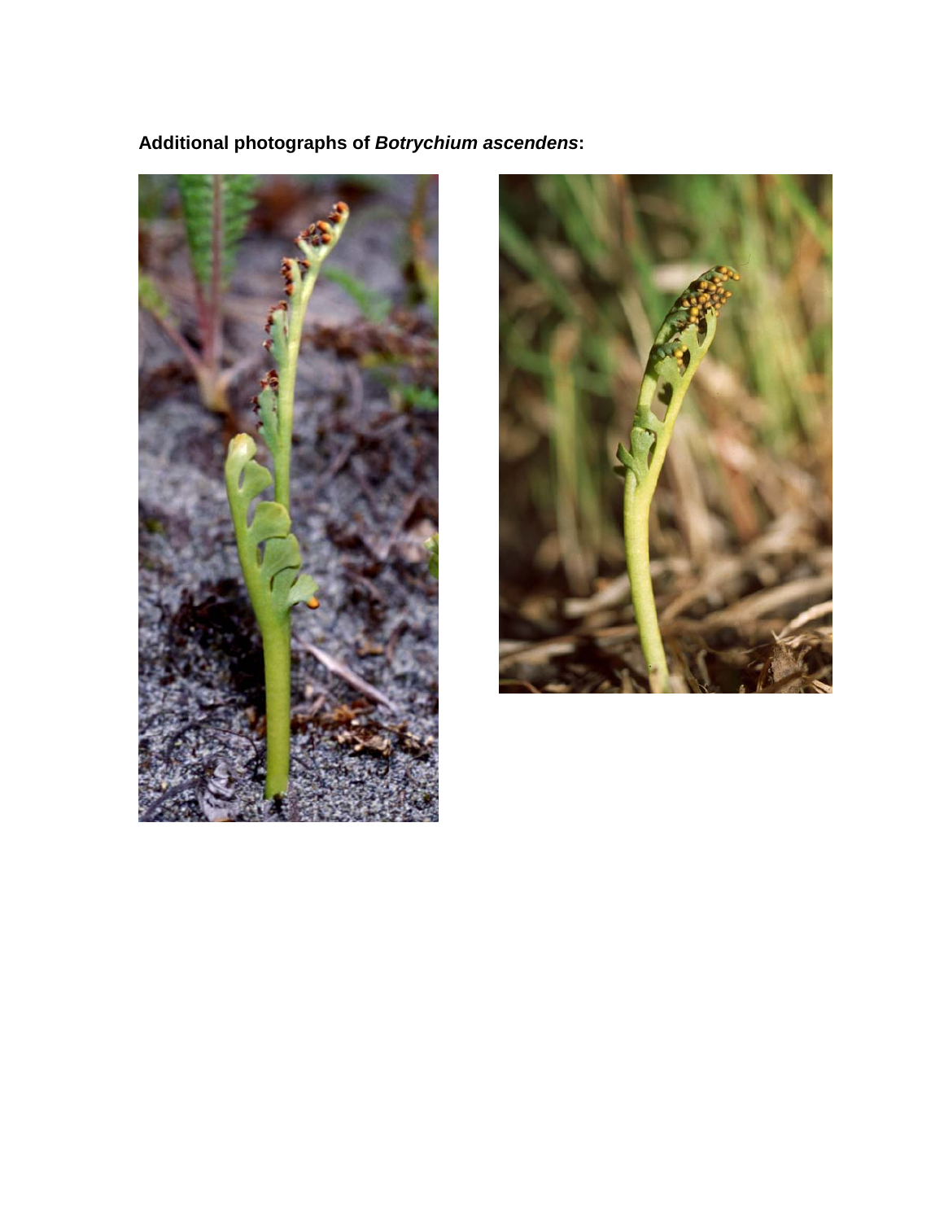**Additional photographs of *Botrychium ascendens*:**